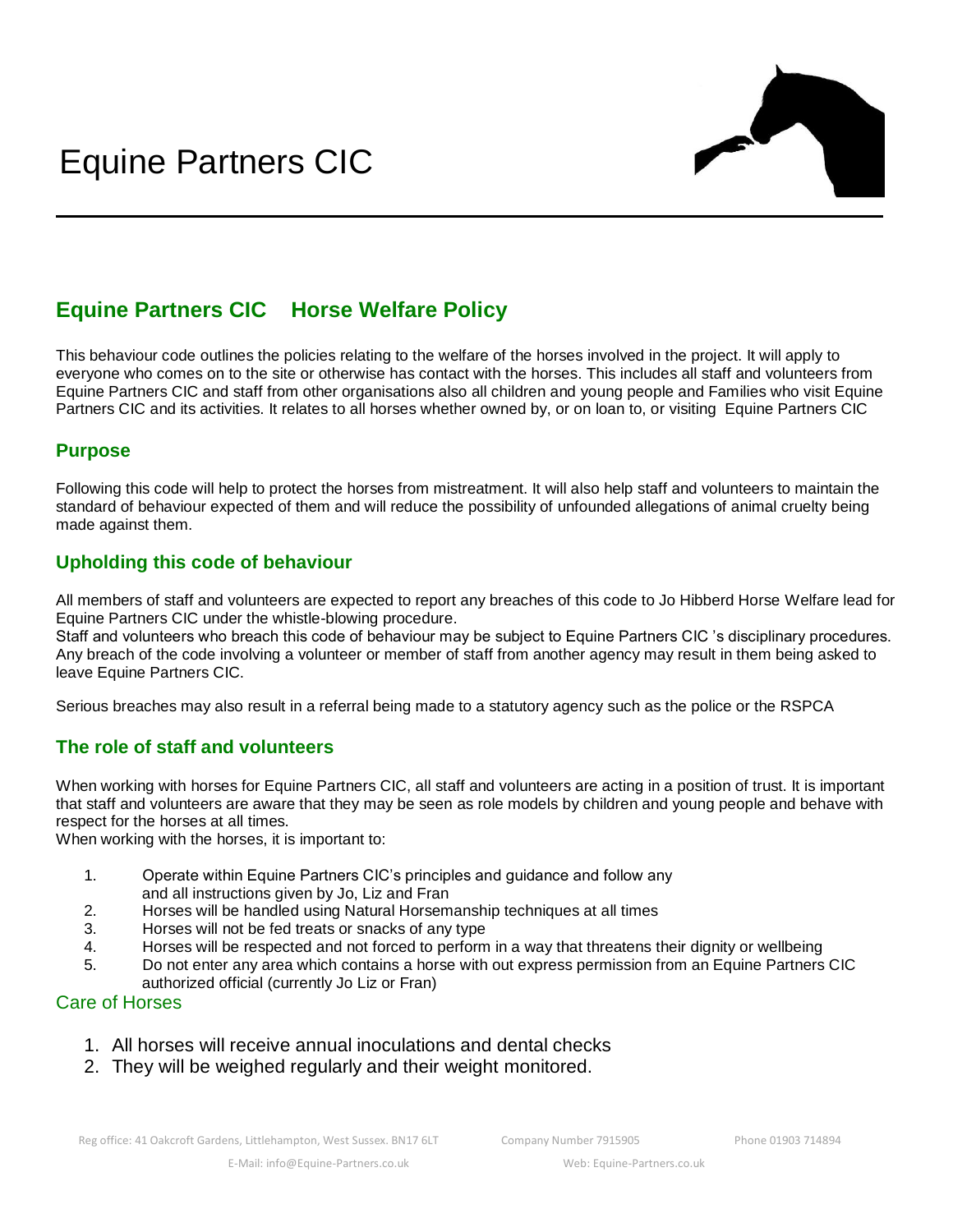# Equine Partners CIC

## Equine Partners CIC Horse Welfare Policy

This behaviour code outlines the policies relating to the welfare of the horses involved in the project. It will apply to everyone who comes on to the site or otherwise has contact with the horses. This includes all staff and volunteers from Equine Partners CIC and staff from other organisations also all children and young people and Families who visit Equine Partners CIC and its activities. It relates to all horses whether owned by, or on loan to, or visiting Equine Partners CIC

### Purpose

Following this code will help to protect the horses from mistreatment. It will also help staff and volunteers to maintain the standard of behaviour expected of them and will reduce the possibility of unfounded allegations of animal cruelty being made against them.

### Upholding this code of behaviour

All members of staff and volunteers are expected to report any breaches of this code to Jo Hibberd Horse Welfare lead for Equine Partners CIC under the whistle-blowing procedure.

Staff and volunteers who breach this code of behaviour may be subject to Equine Partners CIC 's disciplinary procedures. Any breach of the code involving a volunteer or member of staff from another agency may result in them being asked to leave Equine Partners CIC.

Serious breaches may also result in a referral being made to a statutory agency such as the police or the RSPCA

### The role of staff and volunteers

When working with horses for Equine Partners CIC, all staff and volunteers are acting in a position of trust. It is important that staff and volunteers are aware that they may be seen as role models by children and young people and behave with respect for the horses at all times.

When working with the horses, it is important to:

1. Operate within Equine Partners CIC's principles and guidance and follow any and all instructions given by Jo, Liz and Fran
2. Horses will be handled using Natural Horsemanship techniques at all times
3. Horses will not be fed treats or snacks of any type
4. Horses will be respected and not forced to perform in a way that threatens their dignity or wellbeing
5. Do not enter any area which contains a horse with out express permission from an Equine Partners CIC authorized official (currently Jo Liz or Fran)

### Care of Horses

1. All horses will receive annual inoculations and dental checks
2. They will be weighed regularly and their weight monitored.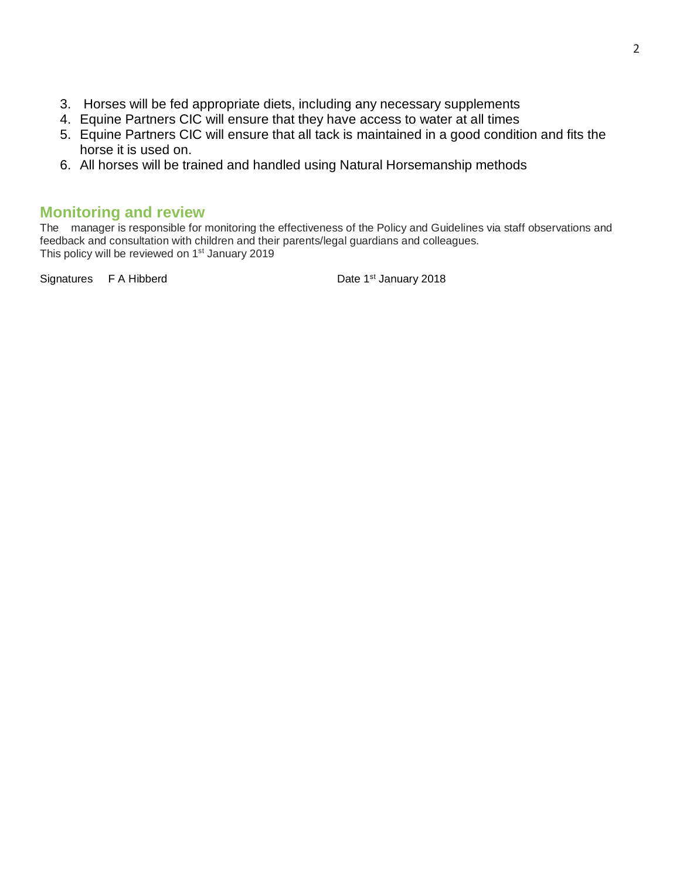3. Horses will be fed appropriate diets, including any necessary supplements
4. Equine Partners CIC will ensure that they have access to water at all times
5. Equine Partners CIC will ensure that all tack is maintained in a good condition and fits the horse it is used on.
6. All horses will be trained and handled using Natural Horsemanship methods

## Monitoring and review

The manager is responsible for monitoring the effectiveness of the Policy and Guidelines via staff observations and feedback and consultation with children and their parents/legal guardians and colleagues.
This policy will be reviewed on 1st January 2019

Signatures F A Hibberd Date 1st January 2018